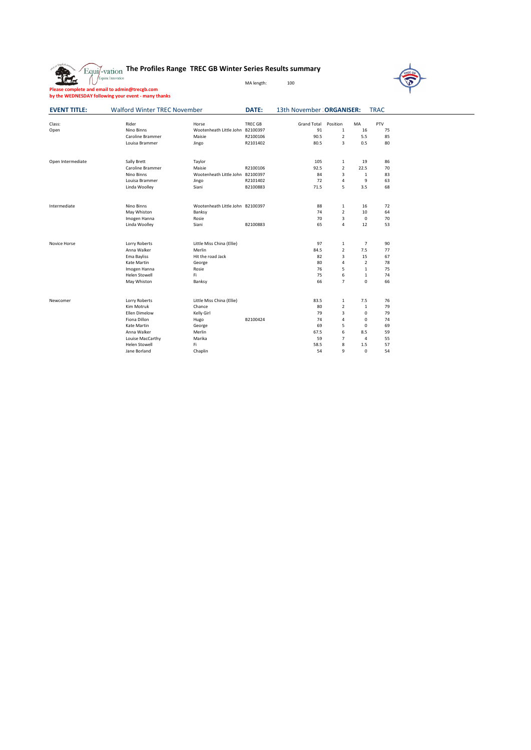# The Profiles Range TREC GB Winter Series Results summary

MA length: 100

**Please complete and email to admin@trecgb.com**
**by the WEDNESDAY following your event - many thanks**

**EVENT TITLE:** Walford Winter TREC November **DATE:** 13th November **ORGANISER:** TRAC

| Class: | Rider | Horse | TREC GB | Grand Total | Position | MA | PTV |
|---|---|---|---|---|---|---|---|
| Open | Nino Binns | Wootenheath Little John | B2100397 | 91 | 1 | 16 | 75 |
| | Caroline Brammer | Maisie | R2100106 | 90.5 | 2 | 5.5 | 85 |
| | Louisa Brammer | Jingo | R2101402 | 80.5 | 3 | 0.5 | 80 |
| Open Intermediate | Sally Brett | Taylor | | 105 | 1 | 19 | 86 |
| | Caroline Brammer | Maisie | R2100106 | 92.5 | 2 | 22.5 | 70 |
| | Nino Binns | Wootenheath Little John | B2100397 | 84 | 3 | 1 | 83 |
| | Louisa Brammer | Jingo | R2101402 | 72 | 4 | 9 | 63 |
| | Linda Woolley | Siani | B2100883 | 71.5 | 5 | 3.5 | 68 |
| Intermediate | Nino Binns | Wootenheath Little John | B2100397 | 88 | 1 | 16 | 72 |
| | May Whiston | Banksy | | 74 | 2 | 10 | 64 |
| | Imogen Hanna | Rosie | | 70 | 3 | 0 | 70 |
| | Linda Woolley | Siani | B2100883 | 65 | 4 | 12 | 53 |
| Novice Horse | Lorry Roberts | Little Miss China (Ellie) | | 97 | 1 | 7 | 90 |
| | Anna Walker | Merlin | | 84.5 | 2 | 7.5 | 77 |
| | Ema Bayliss | Hit the road Jack | | 82 | 3 | 15 | 67 |
| | Kate Martin | George | | 80 | 4 | 2 | 78 |
| | Imogen Hanna | Rosie | | 76 | 5 | 1 | 75 |
| | Helen Stowell | Fi | | 75 | 6 | 1 | 74 |
| | May Whiston | Banksy | | 66 | 7 | 0 | 66 |
| Newcomer | Lorry Roberts | Little Miss China (Ellie) | | 83.5 | 1 | 7.5 | 76 |
| | Kim Motruk | Chance | | 80 | 2 | 1 | 79 |
| | Ellen Dimelow | Kelly Girl | | 79 | 3 | 0 | 79 |
| | Fiona Dillon | Hugo | B2100424 | 74 | 4 | 0 | 74 |
| | Kate Martin | George | | 69 | 5 | 0 | 69 |
| | Anna Walker | Merlin | | 67.5 | 6 | 8.5 | 59 |
| | Louise MacCarthy | Marika | | 59 | 7 | 4 | 55 |
| | Helen Stowell | Fi | | 58.5 | 8 | 1.5 | 57 |
| | Jane Borland | Chaplin | | 54 | 9 | 0 | 54 |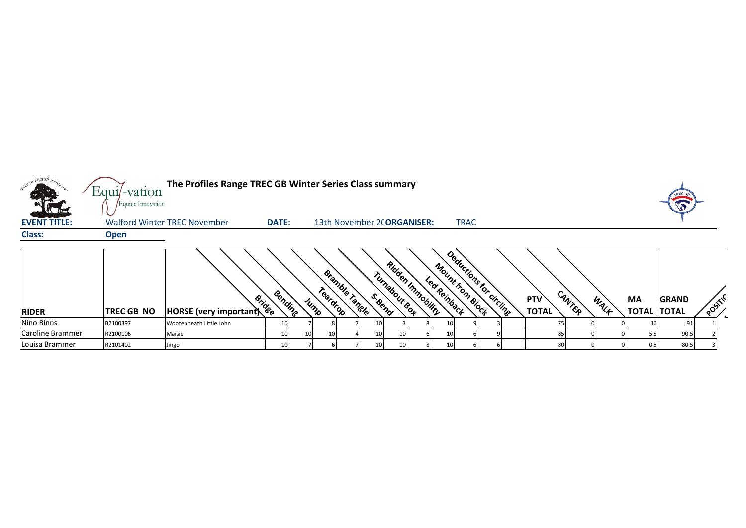**The Profiles Range TREC GB Winter Series Class summary**

**EVENT TITLE:** Walford Winter TREC November **DATE:** 13th November 2( **ORGANISER:** TRAC

**Class:** **Open**

| RIDER | TREC GB NO | HORSE (very important) | Bridge | Bending | Jump | Teardrop | Bramble Tangle | S-Bend | Turnabout Box | Ridden Immobility | Led Reinback | Mount from Block | Deductions for circling | PTV TOTAL | CANTER | WALK | MA TOTAL | GRAND TOTAL | POSITION |
|---|---|---|---|---|---|---|---|---|---|---|---|---|---|---|---|---|---|---|---|
| Nino Binns | B2100397 | Wootenheath Little John | 10 | 7 | 8 | 7 | 10 | 3 | 8 | 10 | 9 | 3 | | 75 | 0 | 0 | 16 | 91 | 1 |
| Caroline Brammer | R2100106 | Maisie | 10 | 10 | 10 | 4 | 10 | 10 | 6 | 10 | 6 | 9 | | 85 | 0 | 0 | 5.5 | 90.5 | 2 |
| Louisa Brammer | R2101402 | Jingo | 10 | 7 | 6 | 7 | 10 | 10 | 8 | 10 | 6 | 6 | | 80 | 0 | 0 | 0.5 | 80.5 | 3 |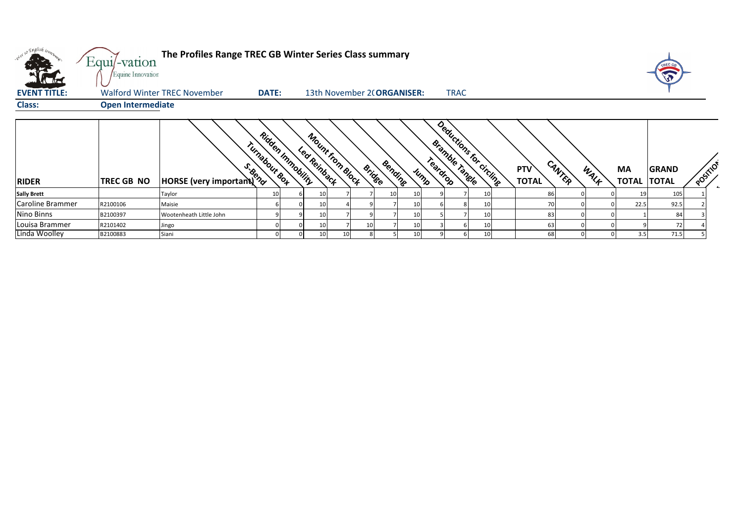# The Profiles Range TREC GB Winter Series Class summary

**EVENT TITLE:** Walford Winter TREC November **DATE:** 13th November 2( **ORGANISER:** TRAC

**Class:** Open Intermediate

| RIDER | TREC GB NO | HORSE (very important) | S-Bend | Turnabout Box | Ridden Immobility | Led Reinback | Mount from Block | Bridge | Bending | Jump | Teardrop | Bramble Tangle | Deductions for circling | PTV TOTAL | CANTER | WALK | MA TOTAL | GRAND TOTAL | POSITION |
|---|---|---|---|---|---|---|---|---|---|---|---|---|---|---|---|---|---|---|---|
| Sally Brett | | Taylor | 10 | 6 | 10 | 7 | 7 | 10 | 10 | 9 | 7 | 10 | | 86 | 0 | 0 | 19 | 105 | 1 |
| Caroline Brammer | R2100106 | Maisie | 6 | 0 | 10 | 4 | 9 | 7 | 10 | 6 | 8 | 10 | | 70 | 0 | 0 | 22.5 | 92.5 | 2 |
| Nino Binns | B2100397 | Wootenheath Little John | 9 | 9 | 10 | 7 | 9 | 7 | 10 | 5 | 7 | 10 | | 83 | 0 | 0 | 1 | 84 | 3 |
| Louisa Brammer | R2101402 | Jingo | 0 | 0 | 10 | 7 | 10 | 7 | 10 | 3 | 6 | 10 | | 63 | 0 | 0 | 9 | 72 | 4 |
| Linda Woolley | B2100883 | Siani | 0 | 0 | 10 | 10 | 8 | 5 | 10 | 9 | 6 | 10 | | 68 | 0 | 0 | 3.5 | 71.5 | 5 |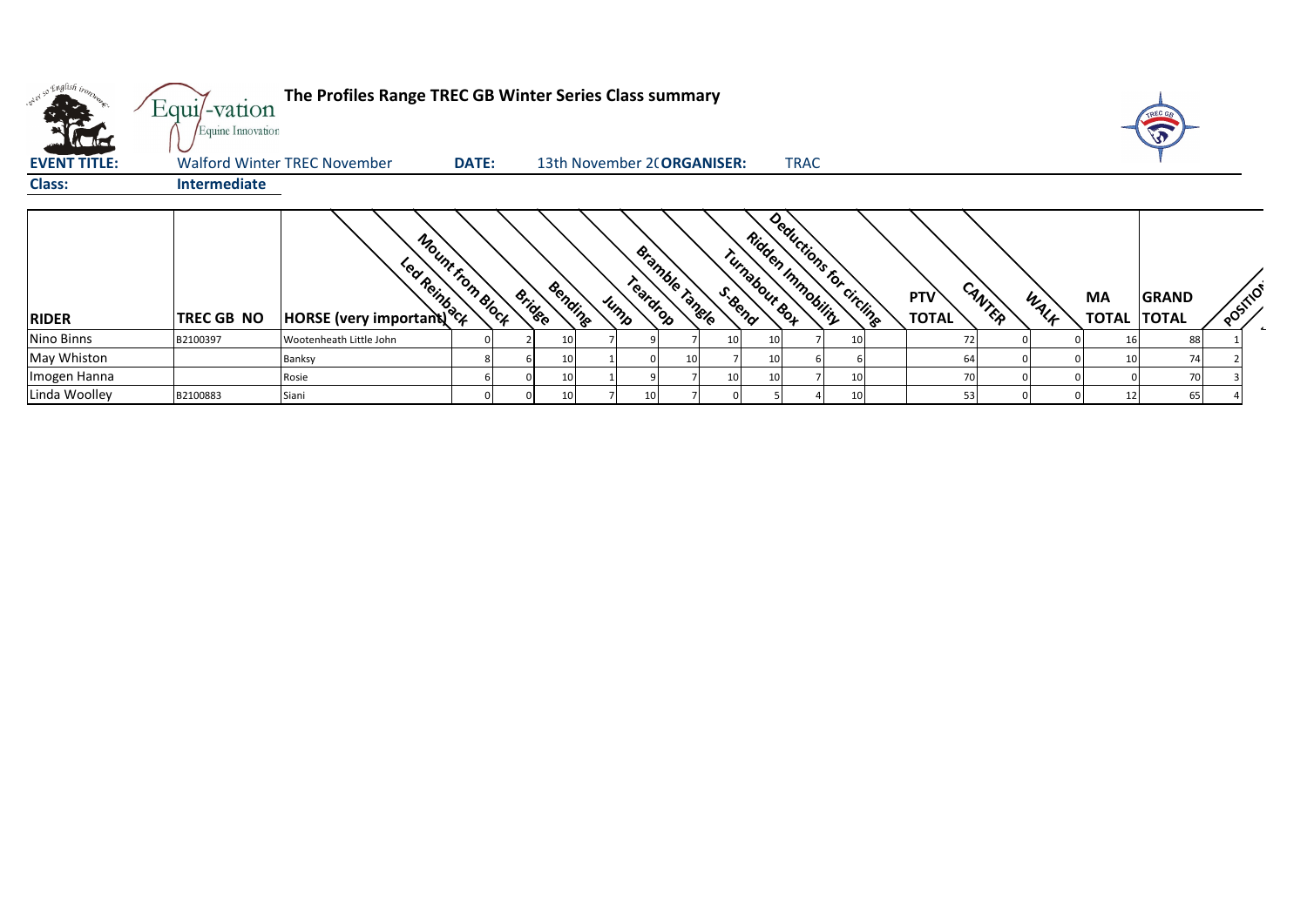# The Profiles Range TREC GB Winter Series Class summary

**EVENT TITLE:** Walford Winter TREC November **DATE:** 13th November 2( **ORGANISER:** TRAC

**Class:** Intermediate

| RIDER | TREC GB NO | HORSE (very important) | Led Reinback | Mount from Block | Bridge | Bending | Jump | Teardrop | Bramble Tangle | S-Bend | Turnabout Box | Ridden Immobility | Deductions for circling | PTV TOTAL | CANTER | WALK | MA TOTAL | GRAND TOTAL | POSITION |
|---|---|---|---|---|---|---|---|---|---|---|---|---|---|---|---|---|---|---|---|
| Nino Binns | B2100397 | Wootenheath Little John | 0 | 2 | 10 | 7 | 9 | 7 | 10 | 10 | 7 | 10 | | 72 | 0 | 0 | 16 | 88 | 1 |
| May Whiston | | Banksy | 8 | 6 | 10 | 1 | 0 | 10 | 7 | 10 | 6 | 6 | | 64 | 0 | 0 | 10 | 74 | 2 |
| Imogen Hanna | | Rosie | 6 | 0 | 10 | 1 | 9 | 7 | 10 | 10 | 7 | 10 | | 70 | 0 | 0 | 0 | 70 | 3 |
| Linda Woolley | B2100883 | Siani | 0 | 0 | 10 | 7 | 10 | 7 | 0 | 5 | 4 | 10 | | 53 | 0 | 0 | 12 | 65 | 4 |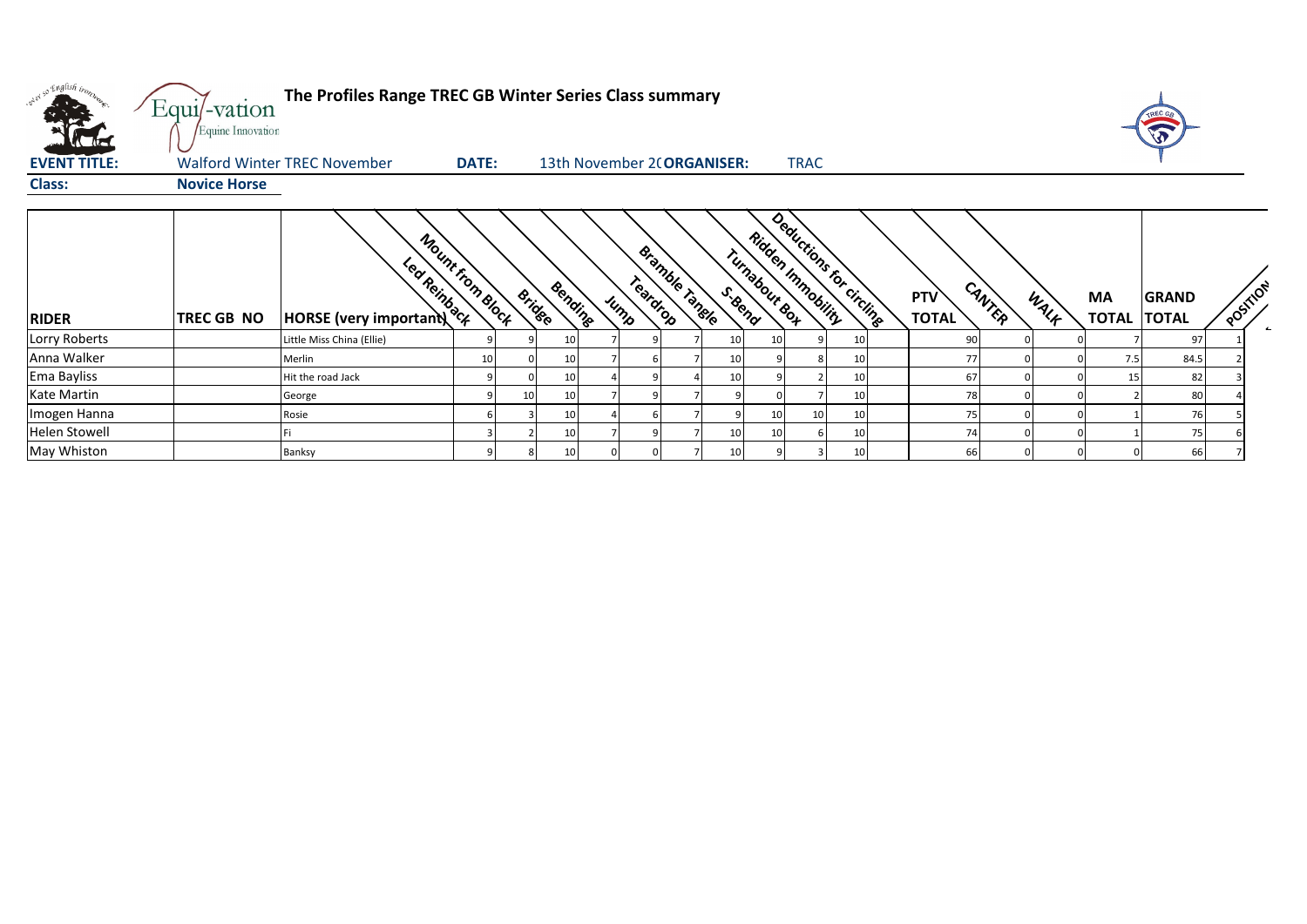**The Profiles Range TREC GB Winter Series Class summary**

**EVENT TITLE:** Walford Winter TREC November **DATE:** 13th November 2( **ORGANISER:** TRAC

**Class:** **Novice Horse**

| RIDER | TREC GB NO | HORSE (very important) | Led Reinback | Mount from Block | Bridge | Bending | Jump | Teardrop | Bramble Tangle | S-Bend | Turnabout Box | Ridden Immobility | Deductions for circling | PTV TOTAL | CANTER | WALK | MA TOTAL | GRAND TOTAL | POSITION |
|---|---|---|---|---|---|---|---|---|---|---|---|---|---|---|---|---|---|---|---|
| Lorry Roberts | | Little Miss China (Ellie) | 9 | 9 | 10 | 7 | 9 | 7 | 10 | 10 | 9 | 10 | | 90 | 0 | 0 | 7 | 97 | 1 |
| Anna Walker | | Merlin | 10 | 0 | 10 | 7 | 6 | 7 | 10 | 9 | 8 | 10 | | 77 | 0 | 0 | 7.5 | 84.5 | 2 |
| Ema Bayliss | | Hit the road Jack | 9 | 0 | 10 | 4 | 9 | 4 | 10 | 9 | 2 | 10 | | 67 | 0 | 0 | 15 | 82 | 3 |
| Kate Martin | | George | 9 | 10 | 10 | 7 | 9 | 7 | 9 | 0 | 7 | 10 | | 78 | 0 | 0 | 2 | 80 | 4 |
| Imogen Hanna | | Rosie | 6 | 3 | 10 | 4 | 6 | 7 | 9 | 10 | 10 | 10 | | 75 | 0 | 0 | 1 | 76 | 5 |
| Helen Stowell | | Fi | 3 | 2 | 10 | 7 | 9 | 7 | 10 | 10 | 6 | 10 | | 74 | 0 | 0 | 1 | 75 | 6 |
| May Whiston | | Banksy | 9 | 8 | 10 | 0 | 0 | 7 | 10 | 9 | 3 | 10 | | 66 | 0 | 0 | 0 | 66 | 7 |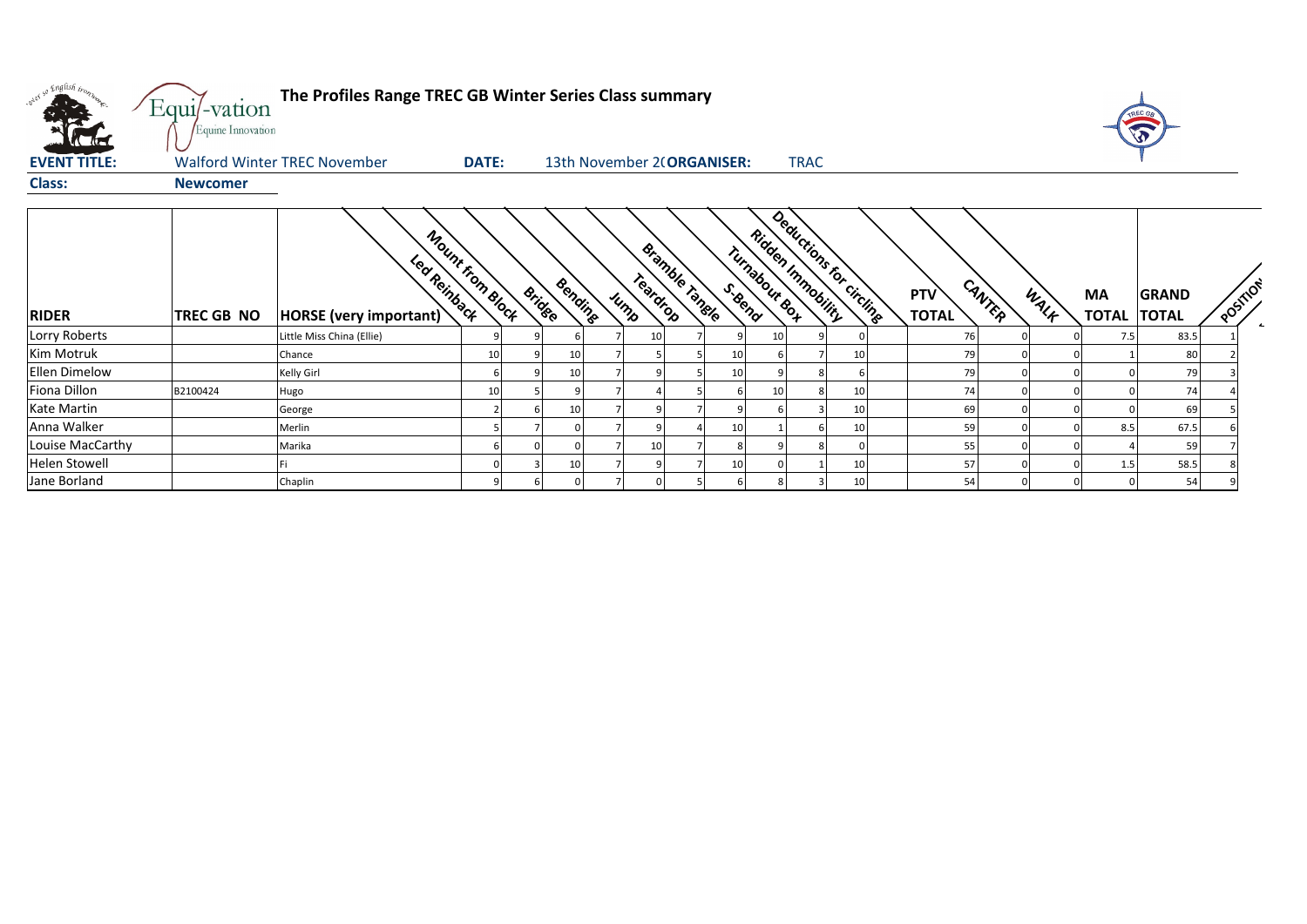**The Profiles Range TREC GB Winter Series Class summary**

**EVENT TITLE:** Walford Winter TREC November **DATE:** 13th November 2( **ORGANISER:** TRAC

**Class:** Newcomer

| RIDER | TREC GB NO | HORSE (very important) | Led Reinback | Mount from Block | Bridge | Bending | Jump | Teardrop | Bramble Tangle | S-Bend | Turnabout Box | Ridden Immobility | Deductions for circling | PTV TOTAL | CANTER | WALK | MA TOTAL | GRAND TOTAL | POSITION |
|---|---|---|---|---|---|---|---|---|---|---|---|---|---|---|---|---|---|---|---|
| Lorry Roberts | | Little Miss China (Ellie) | 9 | 9 | 6 | 7 | 10 | 7 | 9 | 10 | 9 | 0 | | 76 | 0 | 0 | 7.5 | 83.5 | 1 |
| Kim Motruk | | Chance | 10 | 9 | 10 | 7 | 5 | 5 | 10 | 6 | 7 | 10 | | 79 | 0 | 0 | 1 | 80 | 2 |
| Ellen Dimelow | | Kelly Girl | 6 | 9 | 10 | 7 | 9 | 5 | 10 | 9 | 8 | 6 | | 79 | 0 | 0 | 0 | 79 | 3 |
| Fiona Dillon | B2100424 | Hugo | 10 | 5 | 9 | 7 | 4 | 5 | 6 | 10 | 8 | 10 | | 74 | 0 | 0 | 0 | 74 | 4 |
| Kate Martin | | George | 2 | 6 | 10 | 7 | 9 | 7 | 9 | 6 | 3 | 10 | | 69 | 0 | 0 | 0 | 69 | 5 |
| Anna Walker | | Merlin | 5 | 7 | 0 | 7 | 9 | 4 | 10 | 1 | 6 | 10 | | 59 | 0 | 0 | 8.5 | 67.5 | 6 |
| Louise MacCarthy | | Marika | 6 | 0 | 0 | 7 | 10 | 7 | 8 | 9 | 8 | 0 | | 55 | 0 | 0 | 4 | 59 | 7 |
| Helen Stowell | | Fi | 0 | 3 | 10 | 7 | 9 | 7 | 10 | 0 | 1 | 10 | | 57 | 0 | 0 | 1.5 | 58.5 | 8 |
| Jane Borland | | Chaplin | 9 | 6 | 0 | 7 | 0 | 5 | 6 | 8 | 3 | 10 | | 54 | 0 | 0 | 0 | 54 | 9 |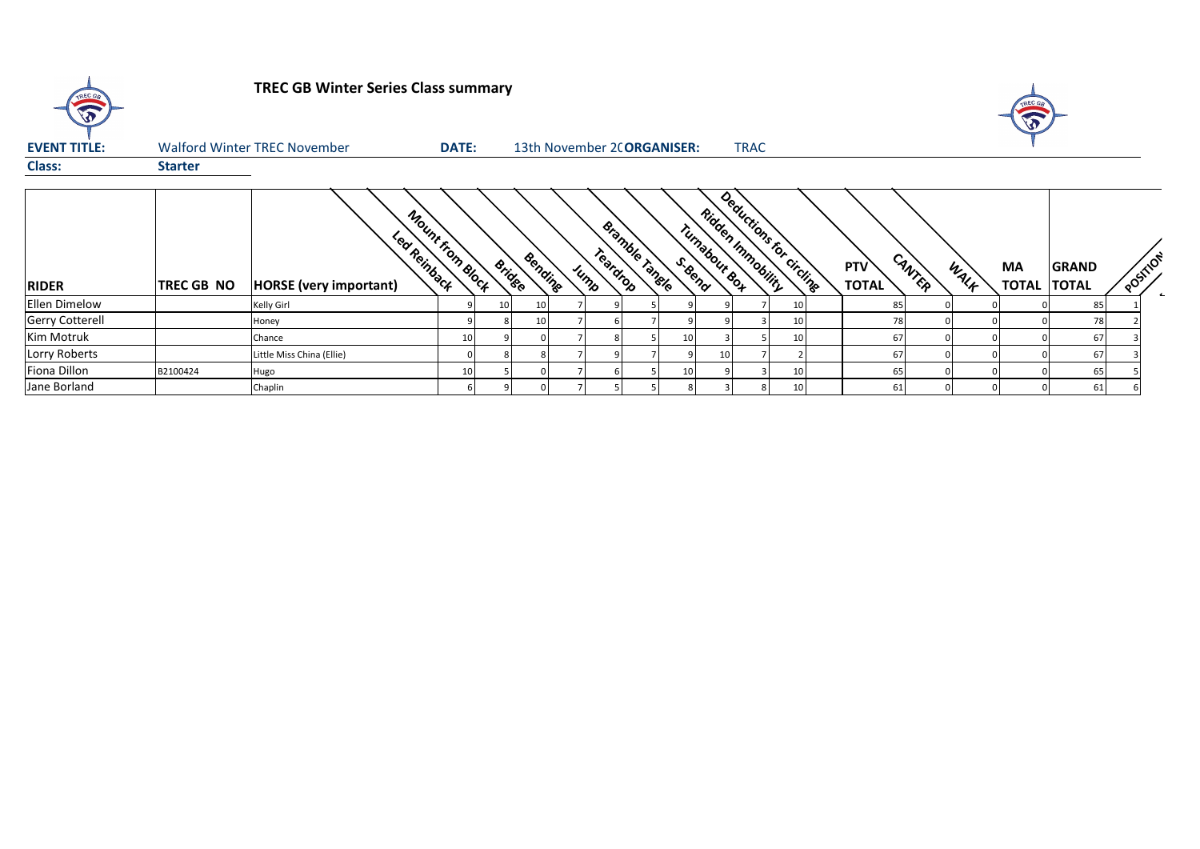**TREC GB Winter Series Class summary**

**EVENT TITLE:** Walford Winter TREC November **DATE:** 13th November 20 **ORGANISER:** TRAC

**Class:** **Starter**

| RIDER | TREC GB NO | HORSE (very important) | Led Reinback | Mount from Block | Bridge | Bending | Jump | Teardrop | Bramble Tangle | S-Bend | Turnabout Box | Ridden Immobility | Deductions for circling | PTV TOTAL | CANTER | WALK | MA TOTAL | GRAND TOTAL | POSITION |
|---|---|---|---|---|---|---|---|---|---|---|---|---|---|---|---|---|---|---|---|
| Ellen Dimelow | | Kelly Girl | 9 | 10 | 10 | 7 | 9 | 5 | 9 | 9 | 7 | 10 | | 85 | 0 | 0 | 0 | 85 | 1 |
| Gerry Cotterell | | Honey | 9 | 8 | 10 | 7 | 6 | 7 | 9 | 9 | 3 | 10 | | 78 | 0 | 0 | 0 | 78 | 2 |
| Kim Motruk | | Chance | 10 | 9 | 0 | 7 | 8 | 5 | 10 | 3 | 5 | 10 | | 67 | 0 | 0 | 0 | 67 | 3 |
| Lorry Roberts | | Little Miss China (Ellie) | 0 | 8 | 8 | 7 | 9 | 7 | 9 | 10 | 7 | 2 | | 67 | 0 | 0 | 0 | 67 | 3 |
| Fiona Dillon | B2100424 | Hugo | 10 | 5 | 0 | 7 | 6 | 5 | 10 | 9 | 3 | 10 | | 65 | 0 | 0 | 0 | 65 | 5 |
| Jane Borland | | Chaplin | 6 | 9 | 0 | 7 | 5 | 5 | 8 | 3 | 8 | 10 | | 61 | 0 | 0 | 0 | 61 | 6 |